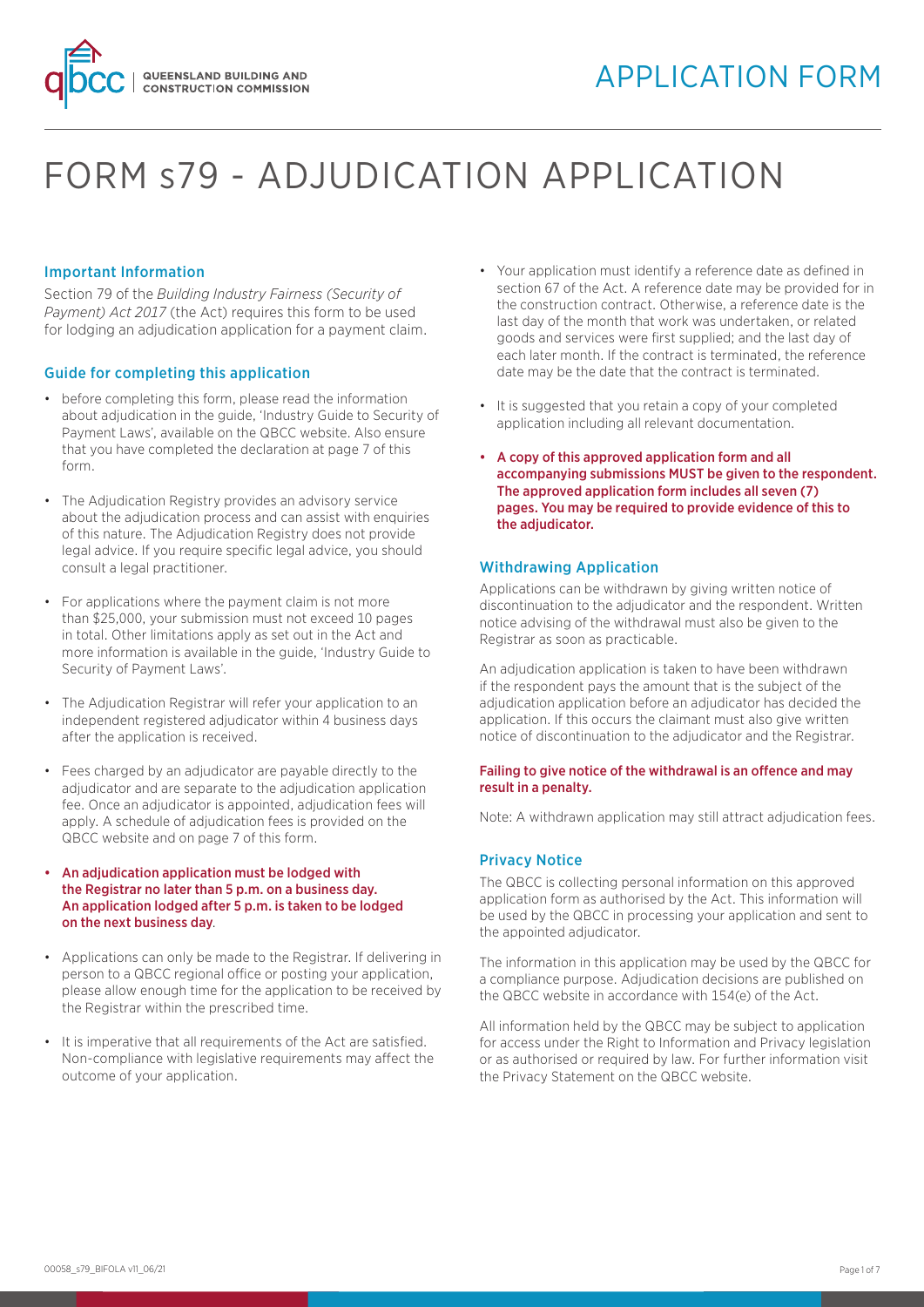QUEENSLAND BUILDING AND CONSTRUCTION COMMISSION

APPLICATION FORM

# FORM s79 - ADJUDICATION APPLICATION

## Important Information

Section 79 of the *Building Industry Fairness (Security of Payment) Act 2017* (the Act) requires this form to be used for lodging an adjudication application for a payment claim.

## Guide for completing this application

- before completing this form, please read the information about adjudication in the guide, 'Industry Guide to Security of Payment Laws', available on the QBCC website. Also ensure that you have completed the declaration at page 7 of this form.
- The Adjudication Registry provides an advisory service about the adjudication process and can assist with enquiries of this nature. The Adjudication Registry does not provide legal advice. If you require specific legal advice, you should consult a legal practitioner.
- For applications where the payment claim is not more than $25,000, your submission must not exceed 10 pages in total. Other limitations apply as set out in the Act and more information is available in the guide, 'Industry Guide to Security of Payment Laws'.
- The Adjudication Registrar will refer your application to an independent registered adjudicator within 4 business days after the application is received.
- Fees charged by an adjudicator are payable directly to the adjudicator and are separate to the adjudication application fee. Once an adjudicator is appointed, adjudication fees will apply. A schedule of adjudication fees is provided on the QBCC website and on page 7 of this form.
- **An adjudication application must be lodged with the Registrar no later than 5 p.m. on a business day. An application lodged after 5 p.m. is taken to be lodged on the next business day.**
- Applications can only be made to the Registrar. If delivering in person to a QBCC regional office or posting your application, please allow enough time for the application to be received by the Registrar within the prescribed time.
- It is imperative that all requirements of the Act are satisfied. Non-compliance with legislative requirements may affect the outcome of your application.
- Your application must identify a reference date as defined in section 67 of the Act. A reference date may be provided for in the construction contract. Otherwise, a reference date is the last day of the month that work was undertaken, or related goods and services were first supplied; and the last day of each later month. If the contract is terminated, the reference date may be the date that the contract is terminated.
- It is suggested that you retain a copy of your completed application including all relevant documentation.
- **A copy of this approved application form and all accompanying submissions MUST be given to the respondent. The approved application form includes all seven (7) pages. You may be required to provide evidence of this to the adjudicator.**

## Withdrawing Application

Applications can be withdrawn by giving written notice of discontinuation to the adjudicator and the respondent. Written notice advising of the withdrawal must also be given to the Registrar as soon as practicable.

An adjudication application is taken to have been withdrawn if the respondent pays the amount that is the subject of the adjudication application before an adjudicator has decided the application. If this occurs the claimant must also give written notice of discontinuation to the adjudicator and the Registrar.

**Failing to give notice of the withdrawal is an offence and may result in a penalty.**

Note: A withdrawn application may still attract adjudication fees.

## Privacy Notice

The QBCC is collecting personal information on this approved application form as authorised by the Act. This information will be used by the QBCC in processing your application and sent to the appointed adjudicator.

The information in this application may be used by the QBCC for a compliance purpose. Adjudication decisions are published on the QBCC website in accordance with 154(e) of the Act.

All information held by the QBCC may be subject to application for access under the Right to Information and Privacy legislation or as authorised or required by law. For further information visit the Privacy Statement on the QBCC website.

00058_s79_BIFOLA v11_06/21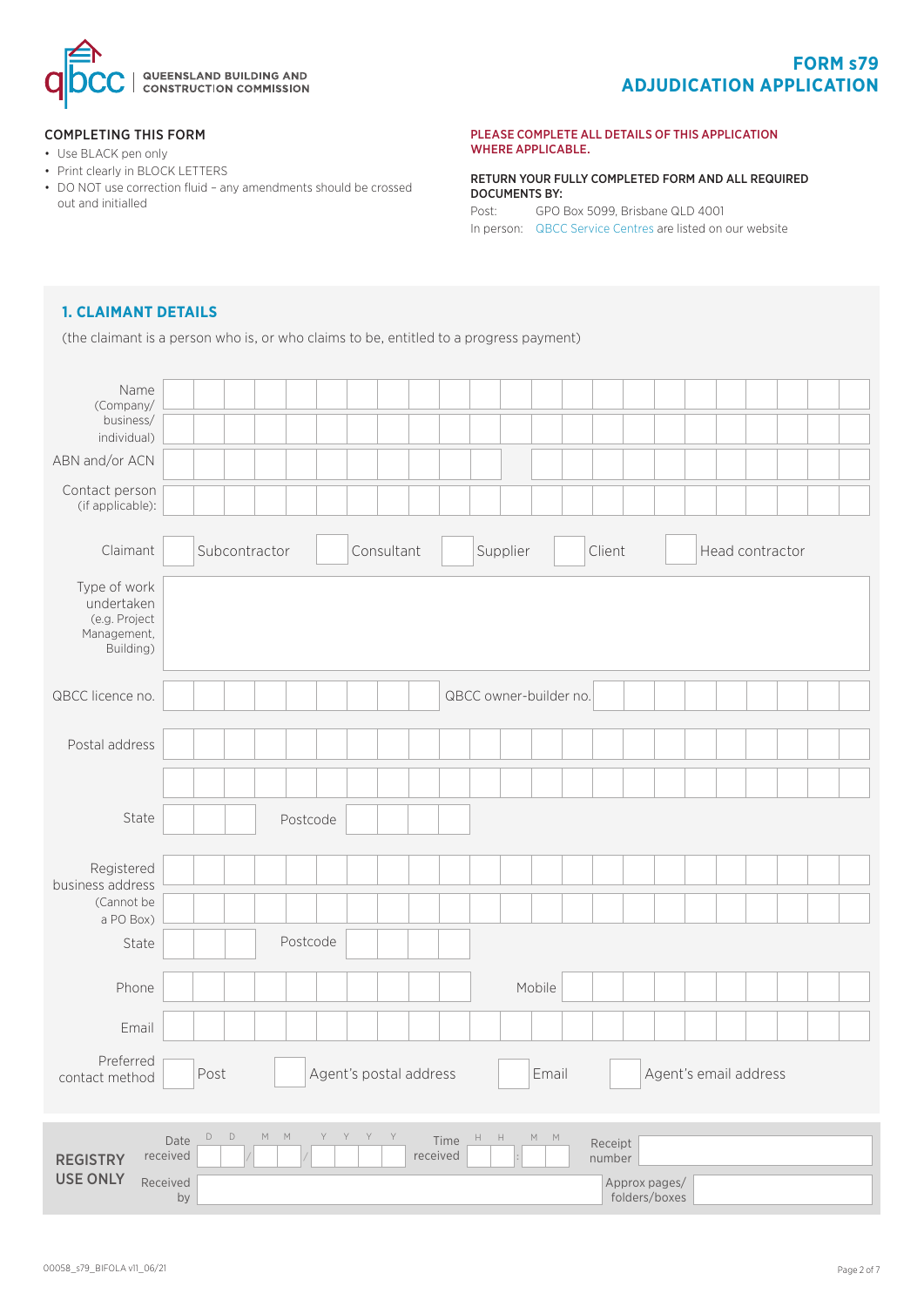QUEENSLAND BUILDING AND CONSTRUCTION COMMISSION

# FORM s79 ADJUDICATION APPLICATION

## COMPLETING THIS FORM

- Use BLACK pen only
- Print clearly in BLOCK LETTERS
- DO NOT use correction fluid – any amendments should be crossed out and initialled

**PLEASE COMPLETE ALL DETAILS OF THIS APPLICATION WHERE APPLICABLE.**

**RETURN YOUR FULLY COMPLETED FORM AND ALL REQUIRED DOCUMENTS BY:**

Post: GPO Box 5099, Brisbane QLD 4001

In person: QBCC Service Centres are listed on our website

## 1. CLAIMANT DETAILS

(the claimant is a person who is, or who claims to be, entitled to a progress payment)

Name (Company/ business/ individual)

ABN and/or ACN

Contact person (if applicable):

Claimant ☐ Subcontractor ☐ Consultant ☐ Supplier ☐ Client ☐ Head contractor

Type of work undertaken (e.g. Project Management, Building)

QBCC licence no. QBCC owner-builder no.

Postal address

State Postcode

Registered business address (Cannot be a PO Box)

State Postcode

Phone Mobile

Email

Preferred contact method ☐ Post ☐ Agent's postal address ☐ Email ☐ Agent's email address

| REGISTRY USE ONLY | | | | | |
|---|---|---|---|---|---|
| Date received | D D / M M / Y Y Y Y | Time received | H H : M M | Receipt number | |
| Received by | | | | Approx pages/ folders/boxes | |

00058_s79_BIFOLA v11_06/21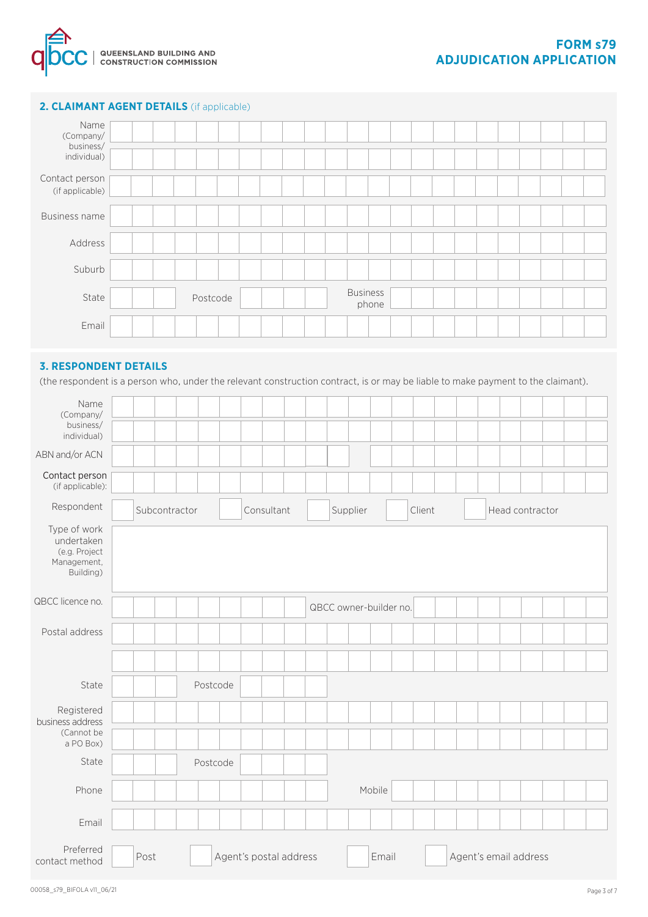## 2. CLAIMANT AGENT DETAILS (if applicable)

| | |
|---|---|
| Name (Company/ business/ individual) | |
| Contact person (if applicable) | |
| Business name | |
| Address | |
| Suburb | |
| State | |
| Postcode | |
| Business phone | |
| Email | |

## 3. RESPONDENT DETAILS

(the respondent is a person who, under the relevant construction contract, is or may be liable to make payment to the claimant).

| | |
|---|---|
| Name (Company/ business/ individual) | |
| ABN and/or ACN | |
| Contact person (if applicable): | |
| Respondent | ☐ Subcontractor ☐ Consultant ☐ Supplier ☐ Client ☐ Head contractor |
| Type of work undertaken (e.g. Project Management, Building) | |
| QBCC licence no. | |
| QBCC owner-builder no. | |
| Postal address | |
| State | |
| Postcode | |
| Registered business address (Cannot be a PO Box) | |
| State | |
| Postcode | |
| Phone | |
| Mobile | |
| Email | |
| Preferred contact method | ☐ Post ☐ Agent's postal address ☐ Email ☐ Agent's email address |

00058_s79_BIFOLA v11_06/21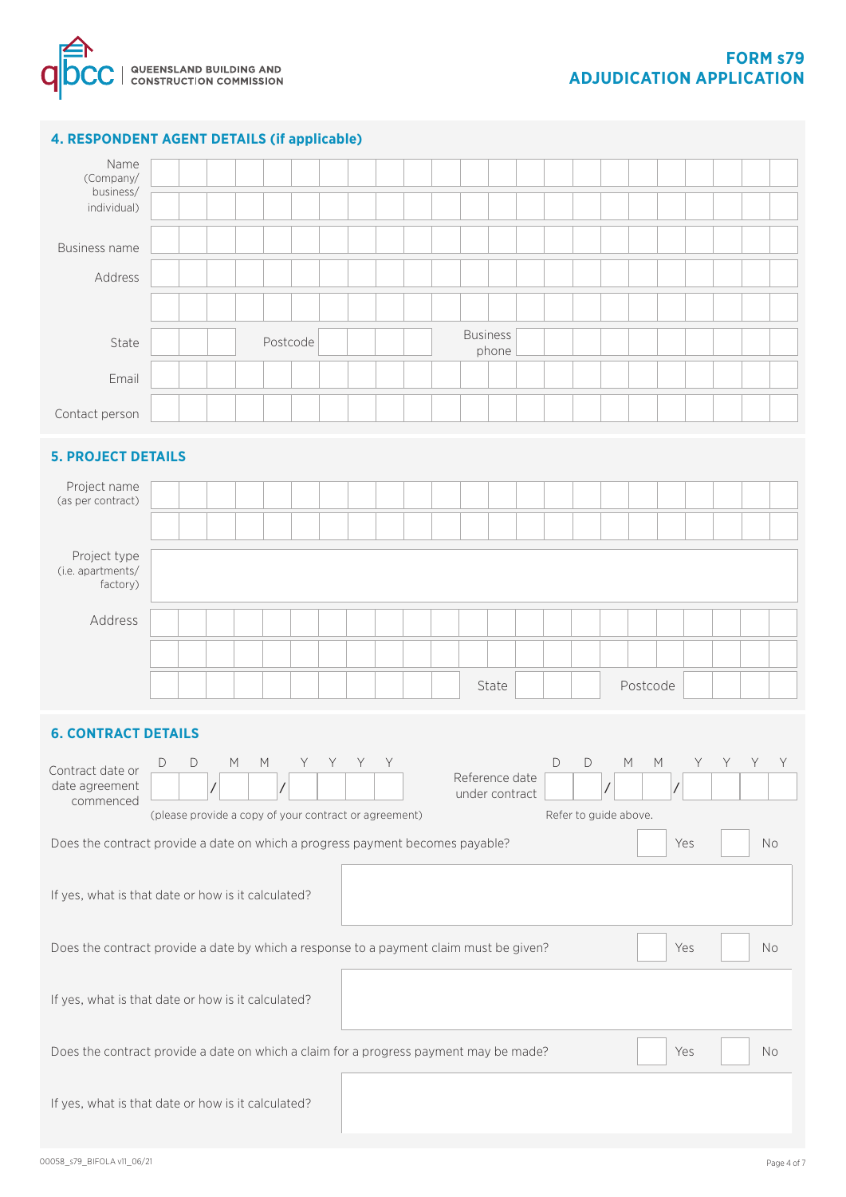**FORM s79**
**ADJUDICATION APPLICATION**

## 4. RESPONDENT AGENT DETAILS (if applicable)

Name (Company/ business/ individual)

Business name

Address

State | Postcode | Business phone

Email

Contact person

## 5. PROJECT DETAILS

Project name (as per contract)

Project type (i.e. apartments/ factory)

Address

State | Postcode

## 6. CONTRACT DETAILS

Contract date or date agreement commenced: D D / M M / Y Y Y Y

(please provide a copy of your contract or agreement)

Reference date under contract: D D / M M / Y Y Y Y

Refer to guide above.

Does the contract provide a date on which a progress payment becomes payable? ☐ Yes ☐ No

If yes, what is that date or how is it calculated?

Does the contract provide a date by which a response to a payment claim must be given? ☐ Yes ☐ No

If yes, what is that date or how is it calculated?

Does the contract provide a date on which a claim for a progress payment may be made? ☐ Yes ☐ No

If yes, what is that date or how is it calculated?

00058_s79_BIFOLA v11_06/21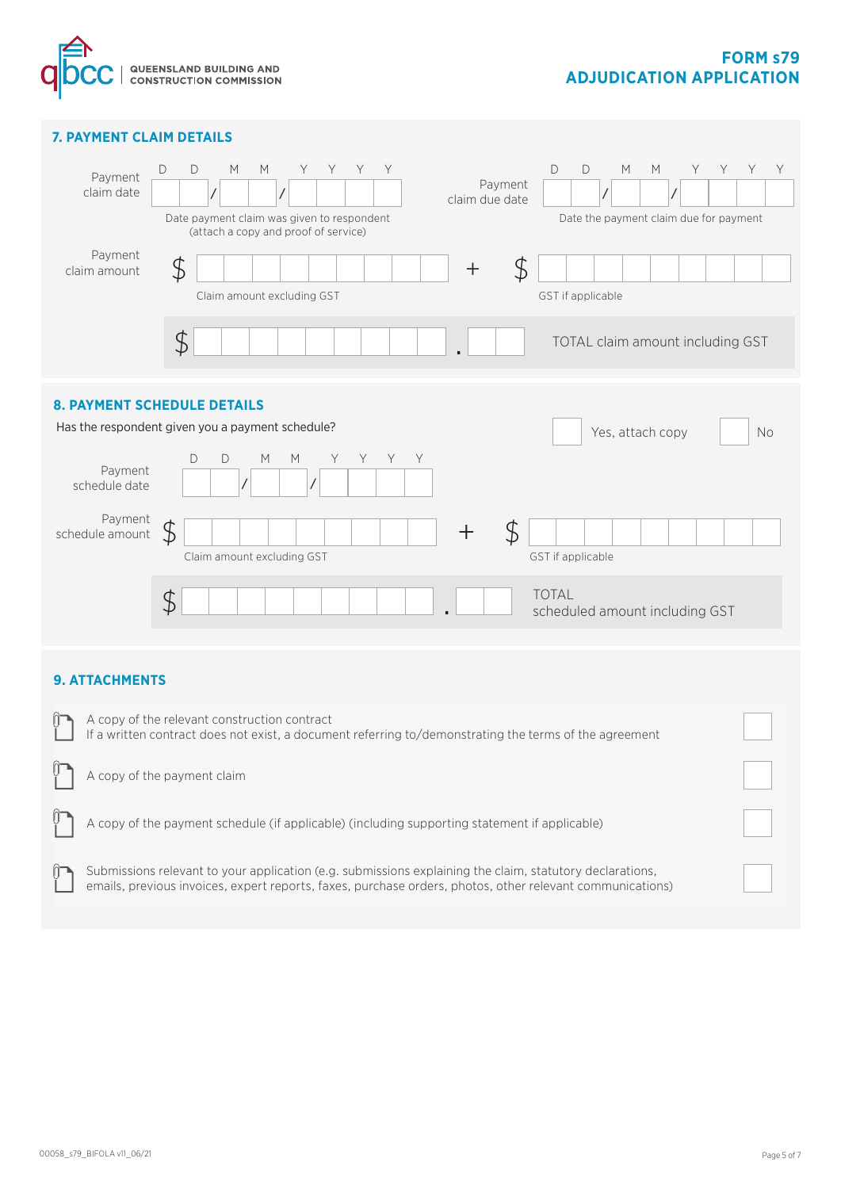# FORM s79 ADJUDICATION APPLICATION

## 7. PAYMENT CLAIM DETAILS

Payment claim date: DD / MM / YYYY
Date payment claim was given to respondent (attach a copy and proof of service)

Payment claim due date: DD / MM / YYYY
Date the payment claim due for payment

Payment claim amount: $ ____ Claim amount excluding GST + $ ____ GST if applicable

$ ____ . ____ TOTAL claim amount including GST

## 8. PAYMENT SCHEDULE DETAILS

Has the respondent given you a payment schedule? ☐ Yes, attach copy ☐ No

Payment schedule date: DD / MM / YYYY

Payment schedule amount: $ ____ Claim amount excluding GST + $ ____ GST if applicable

$ ____ . ____ TOTAL scheduled amount including GST

## 9. ATTACHMENTS

- A copy of the relevant construction contract
  If a written contract does not exist, a document referring to/demonstrating the terms of the agreement ☐
- A copy of the payment claim ☐
- A copy of the payment schedule (if applicable) (including supporting statement if applicable) ☐
- Submissions relevant to your application (e.g. submissions explaining the claim, statutory declarations, emails, previous invoices, expert reports, faxes, purchase orders, photos, other relevant communications) ☐

00058_s79_BIFOLA v11_06/21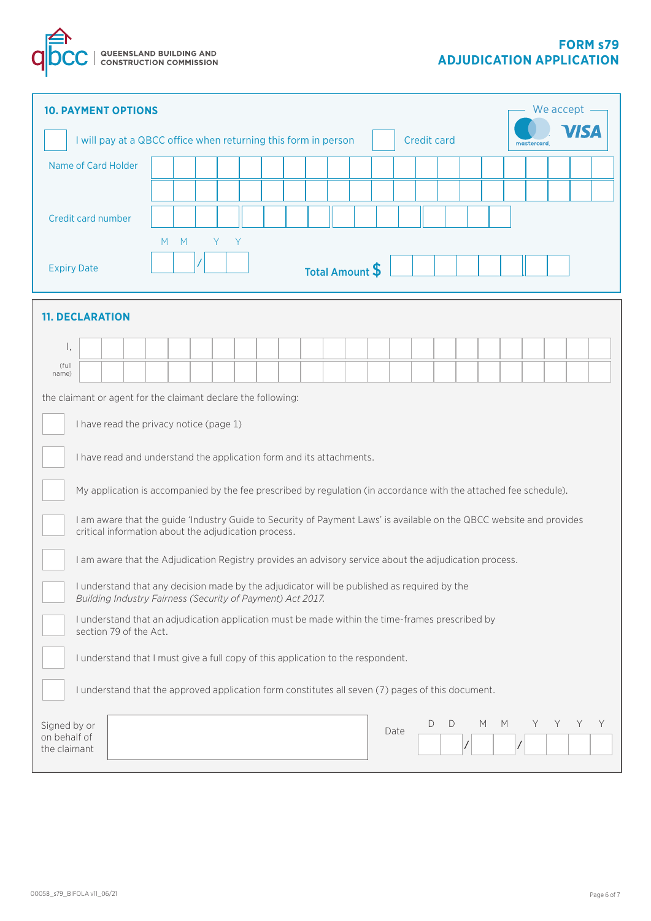## 10. PAYMENT OPTIONS

We accept: mastercard, VISA

☐ I will pay at a QBCC office when returning this form in person ☐ Credit card

Name of Card Holder

Credit card number

Expiry Date (MM / YY)

Total Amount $

## 11. DECLARATION

I, (full name)

the claimant or agent for the claimant declare the following:

☐ I have read the privacy notice (page 1)

☐ I have read and understand the application form and its attachments.

☐ My application is accompanied by the fee prescribed by regulation (in accordance with the attached fee schedule).

☐ I am aware that the guide 'Industry Guide to Security of Payment Laws' is available on the QBCC website and provides critical information about the adjudication process.

☐ I am aware that the Adjudication Registry provides an advisory service about the adjudication process.

☐ I understand that any decision made by the adjudicator will be published as required by the *Building Industry Fairness (Security of Payment) Act 2017.*

☐ I understand that an adjudication application must be made within the time-frames prescribed by section 79 of the Act.

☐ I understand that I must give a full copy of this application to the respondent.

☐ I understand that the approved application form constitutes all seven (7) pages of this document.

Signed by or on behalf of the claimant

Date (DD / MM / YYYY)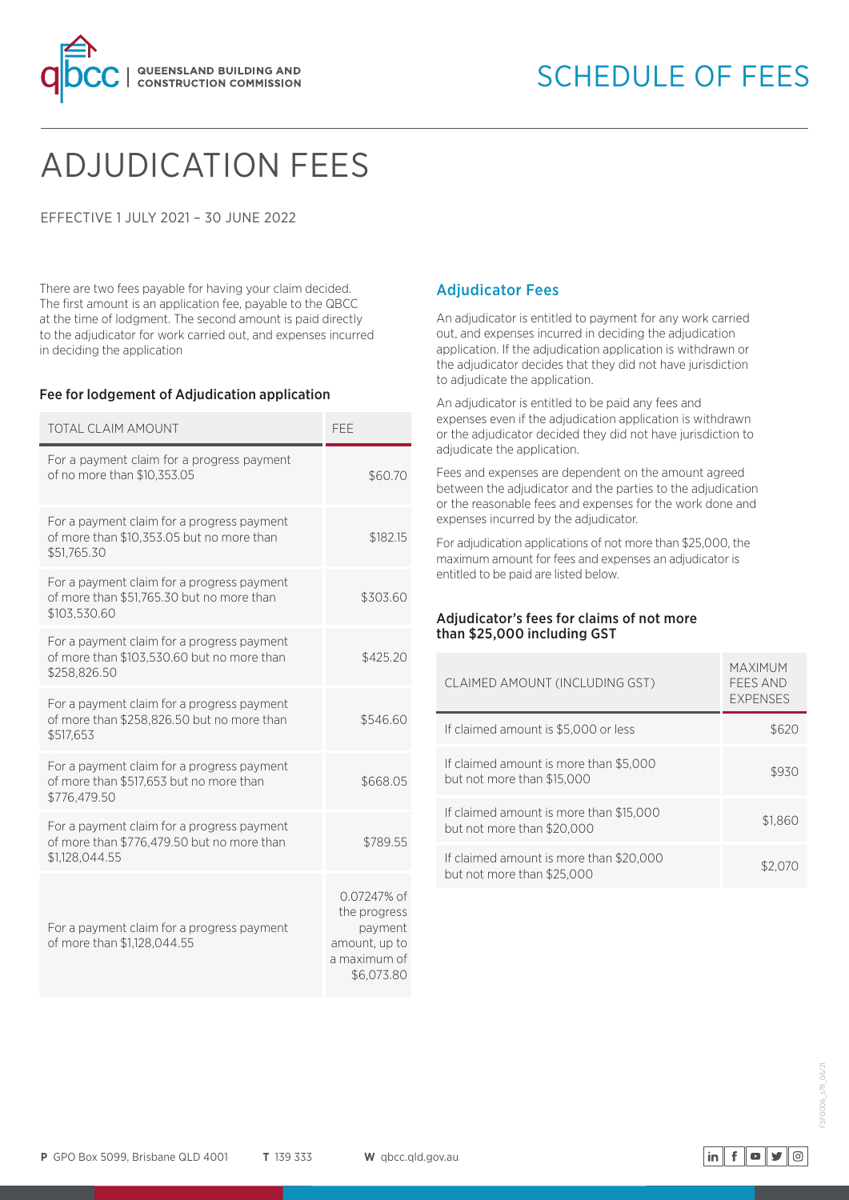# SCHEDULE OF FEES

# ADJUDICATION FEES

EFFECTIVE 1 JULY 2021 – 30 JUNE 2022

There are two fees payable for having your claim decided. The first amount is an application fee, payable to the QBCC at the time of lodgment. The second amount is paid directly to the adjudicator for work carried out, and expenses incurred in deciding the application

### Fee for lodgement of Adjudication application

| TOTAL CLAIM AMOUNT | FEE |
|---|---|
| For a payment claim for a progress payment of no more than $10,353.05 | $60.70 |
| For a payment claim for a progress payment of more than $10,353.05 but no more than $51,765.30 | $182.15 |
| For a payment claim for a progress payment of more than $51,765.30 but no more than $103,530.60 | $303.60 |
| For a payment claim for a progress payment of more than $103,530.60 but no more than $258,826.50 | $425.20 |
| For a payment claim for a progress payment of more than $258,826.50 but no more than $517,653 | $546.60 |
| For a payment claim for a progress payment of more than $517,653 but no more than $776,479.50 | $668.05 |
| For a payment claim for a progress payment of more than $776,479.50 but no more than $1,128,044.55 | $789.55 |
| For a payment claim for a progress payment of more than $1,128,044.55 | 0.07247% of the progress payment amount, up to a maximum of $6,073.80 |

## Adjudicator Fees

An adjudicator is entitled to payment for any work carried out, and expenses incurred in deciding the adjudication application. If the adjudication application is withdrawn or the adjudicator decides that they did not have jurisdiction to adjudicate the application.

An adjudicator is entitled to be paid any fees and expenses even if the adjudication application is withdrawn or the adjudicator decided they did not have jurisdiction to adjudicate the application.

Fees and expenses are dependent on the amount agreed between the adjudicator and the parties to the adjudication or the reasonable fees and expenses for the work done and expenses incurred by the adjudicator.

For adjudication applications of not more than $25,000, the maximum amount for fees and expenses an adjudicator is entitled to be paid are listed below.

### Adjudicator's fees for claims of not more than $25,000 including GST

| CLAIMED AMOUNT (INCLUDING GST) | MAXIMUM FEES AND EXPENSES |
|---|---|
| If claimed amount is $5,000 or less | $620 |
| If claimed amount is more than $5,000 but not more than $15,000 | $930 |
| If claimed amount is more than $15,000 but not more than $20,000 | $1,860 |
| If claimed amount is more than $20,000 but not more than $25,000 | $2,070 |

**P** GPO Box 5099, Brisbane QLD 4001 **T** 139 333 **W** qbcc.qld.gov.au